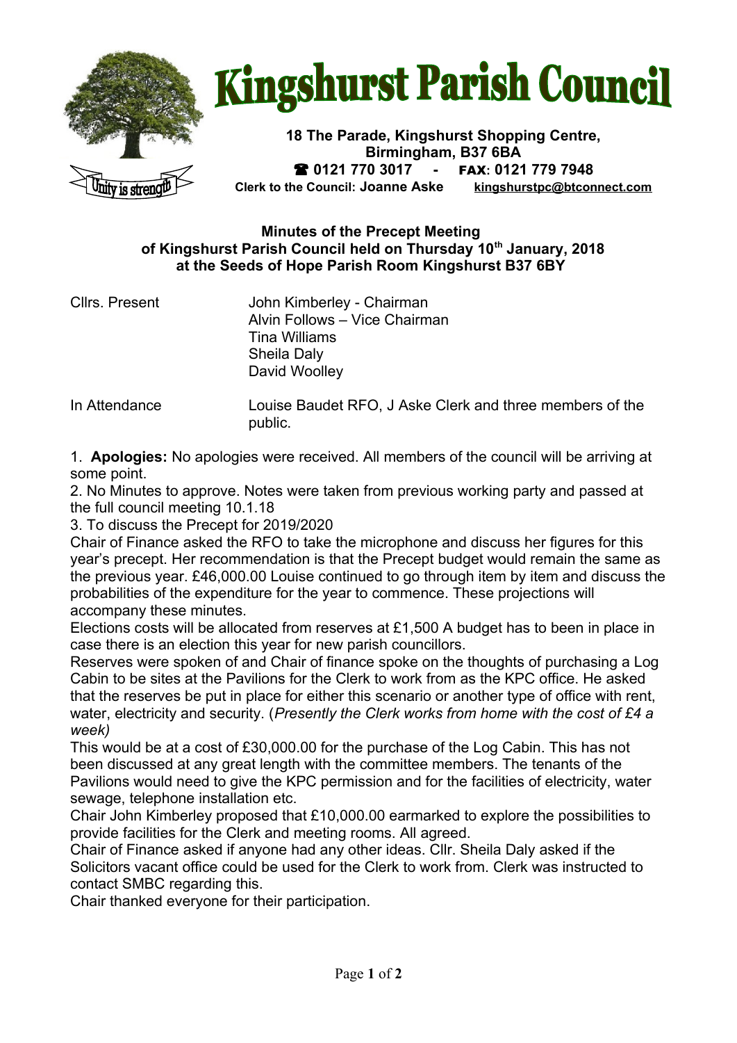# Kingshurst Parish Council

**18 The Parade, Kingshurst Shopping Centre, Birmingham, B37 6BA**
**☎ 0121 770 3017 - FAX: 0121 779 7948**
**Clerk to the Council: Joanne Aske** kingshurstpc@btconnect.com

Unity is strength

**Minutes of the Precept Meeting of Kingshurst Parish Council held on Thursday 10th January, 2018 at the Seeds of Hope Parish Room Kingshurst B37 6BY**

| Cllrs. Present | John Kimberley - Chairman |
|---|---|
| | Alvin Follows – Vice Chairman |
| | Tina Williams |
| | Sheila Daly |
| | David Woolley |
| In Attendance | Louise Baudet RFO, J Aske Clerk and three members of the public. |

1. **Apologies:** No apologies were received. All members of the council will be arriving at some point.
2. No Minutes to approve. Notes were taken from previous working party and passed at the full council meeting 10.1.18
3. To discuss the Precept for 2019/2020

Chair of Finance asked the RFO to take the microphone and discuss her figures for this year's precept. Her recommendation is that the Precept budget would remain the same as the previous year. £46,000.00 Louise continued to go through item by item and discuss the probabilities of the expenditure for the year to commence. These projections will accompany these minutes.

Elections costs will be allocated from reserves at £1,500 A budget has to been in place in case there is an election this year for new parish councillors.

Reserves were spoken of and Chair of finance spoke on the thoughts of purchasing a Log Cabin to be sites at the Pavilions for the Clerk to work from as the KPC office. He asked that the reserves be put in place for either this scenario or another type of office with rent, water, electricity and security. (*Presently the Clerk works from home with the cost of £4 a week)*

This would be at a cost of £30,000.00 for the purchase of the Log Cabin. This has not been discussed at any great length with the committee members. The tenants of the Pavilions would need to give the KPC permission and for the facilities of electricity, water sewage, telephone installation etc.

Chair John Kimberley proposed that £10,000.00 earmarked to explore the possibilities to provide facilities for the Clerk and meeting rooms. All agreed.

Chair of Finance asked if anyone had any other ideas. Cllr. Sheila Daly asked if the Solicitors vacant office could be used for the Clerk to work from. Clerk was instructed to contact SMBC regarding this.

Chair thanked everyone for their participation.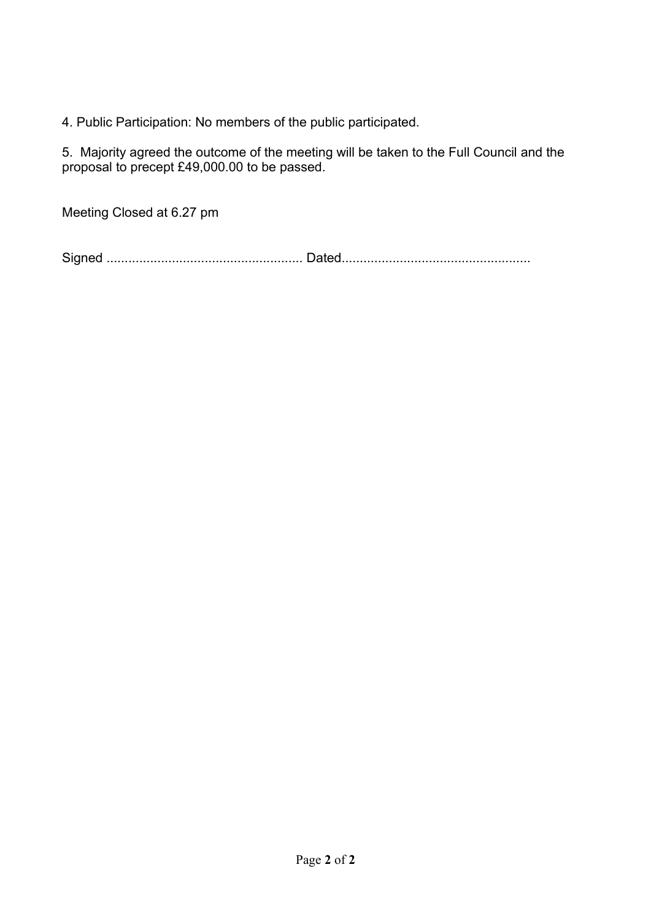4. Public Participation: No members of the public participated.

5. Majority agreed the outcome of the meeting will be taken to the Full Council and the proposal to precept £49,000.00 to be passed.

Meeting Closed at 6.27 pm

Signed ..................................................... Dated...................................................